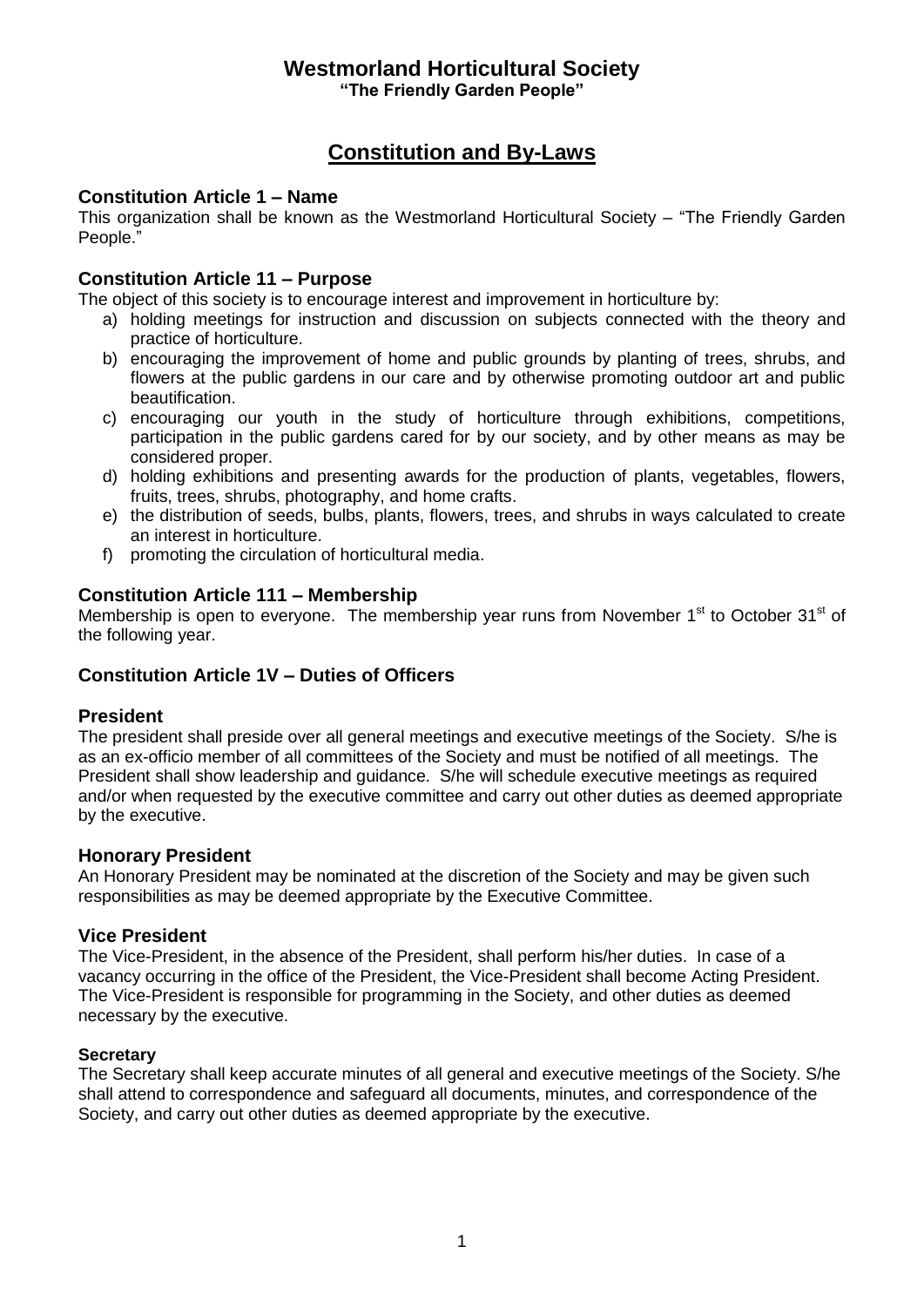# Westmorland Horticultural Society

**"The Friendly Garden People"**

## Constitution and By-Laws

### Constitution Article 1 – Name

This organization shall be known as the Westmorland Horticultural Society – "The Friendly Garden People."

### Constitution Article 11 – Purpose

The object of this society is to encourage interest and improvement in horticulture by:

a) holding meetings for instruction and discussion on subjects connected with the theory and practice of horticulture.
b) encouraging the improvement of home and public grounds by planting of trees, shrubs, and flowers at the public gardens in our care and by otherwise promoting outdoor art and public beautification.
c) encouraging our youth in the study of horticulture through exhibitions, competitions, participation in the public gardens cared for by our society, and by other means as may be considered proper.
d) holding exhibitions and presenting awards for the production of plants, vegetables, flowers, fruits, trees, shrubs, photography, and home crafts.
e) the distribution of seeds, bulbs, plants, flowers, trees, and shrubs in ways calculated to create an interest in horticulture.
f) promoting the circulation of horticultural media.

### Constitution Article 111 – Membership

Membership is open to everyone. The membership year runs from November 1st to October 31st of the following year.

### Constitution Article 1V – Duties of Officers

### President

The president shall preside over all general meetings and executive meetings of the Society. S/he is as an ex-officio member of all committees of the Society and must be notified of all meetings. The President shall show leadership and guidance. S/he will schedule executive meetings as required and/or when requested by the executive committee and carry out other duties as deemed appropriate by the executive.

### Honorary President

An Honorary President may be nominated at the discretion of the Society and may be given such responsibilities as may be deemed appropriate by the Executive Committee.

### Vice President

The Vice-President, in the absence of the President, shall perform his/her duties. In case of a vacancy occurring in the office of the President, the Vice-President shall become Acting President. The Vice-President is responsible for programming in the Society, and other duties as deemed necessary by the executive.

#### Secretary

The Secretary shall keep accurate minutes of all general and executive meetings of the Society. S/he shall attend to correspondence and safeguard all documents, minutes, and correspondence of the Society, and carry out other duties as deemed appropriate by the executive.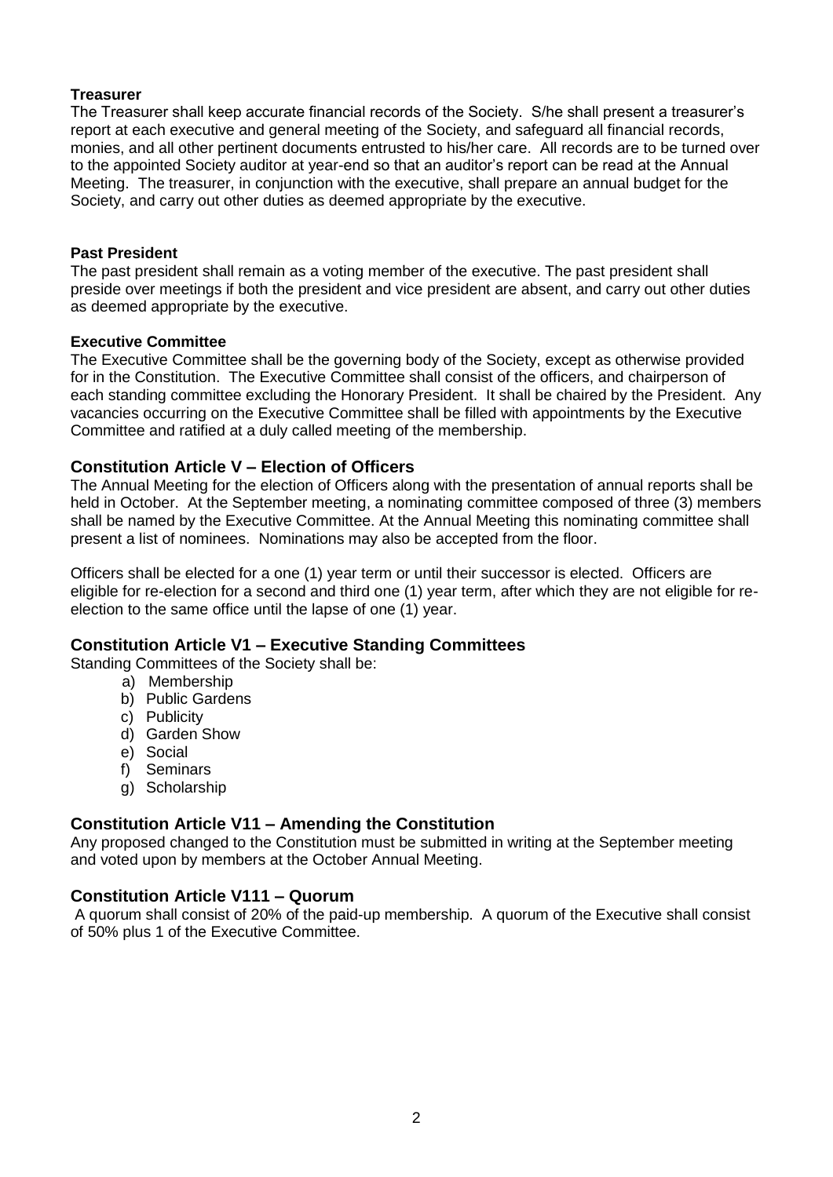**Treasurer**

The Treasurer shall keep accurate financial records of the Society. S/he shall present a treasurer's report at each executive and general meeting of the Society, and safeguard all financial records, monies, and all other pertinent documents entrusted to his/her care. All records are to be turned over to the appointed Society auditor at year-end so that an auditor's report can be read at the Annual Meeting. The treasurer, in conjunction with the executive, shall prepare an annual budget for the Society, and carry out other duties as deemed appropriate by the executive.

**Past President**

The past president shall remain as a voting member of the executive. The past president shall preside over meetings if both the president and vice president are absent, and carry out other duties as deemed appropriate by the executive.

**Executive Committee**

The Executive Committee shall be the governing body of the Society, except as otherwise provided for in the Constitution. The Executive Committee shall consist of the officers, and chairperson of each standing committee excluding the Honorary President. It shall be chaired by the President. Any vacancies occurring on the Executive Committee shall be filled with appointments by the Executive Committee and ratified at a duly called meeting of the membership.

## Constitution Article V – Election of Officers

The Annual Meeting for the election of Officers along with the presentation of annual reports shall be held in October. At the September meeting, a nominating committee composed of three (3) members shall be named by the Executive Committee. At the Annual Meeting this nominating committee shall present a list of nominees. Nominations may also be accepted from the floor.

Officers shall be elected for a one (1) year term or until their successor is elected. Officers are eligible for re-election for a second and third one (1) year term, after which they are not eligible for re-election to the same office until the lapse of one (1) year.

## Constitution Article V1 – Executive Standing Committees

Standing Committees of the Society shall be:

a) Membership
b) Public Gardens
c) Publicity
d) Garden Show
e) Social
f) Seminars
g) Scholarship

## Constitution Article V11 – Amending the Constitution

Any proposed changed to the Constitution must be submitted in writing at the September meeting and voted upon by members at the October Annual Meeting.

## Constitution Article V111 – Quorum

A quorum shall consist of 20% of the paid-up membership. A quorum of the Executive shall consist of 50% plus 1 of the Executive Committee.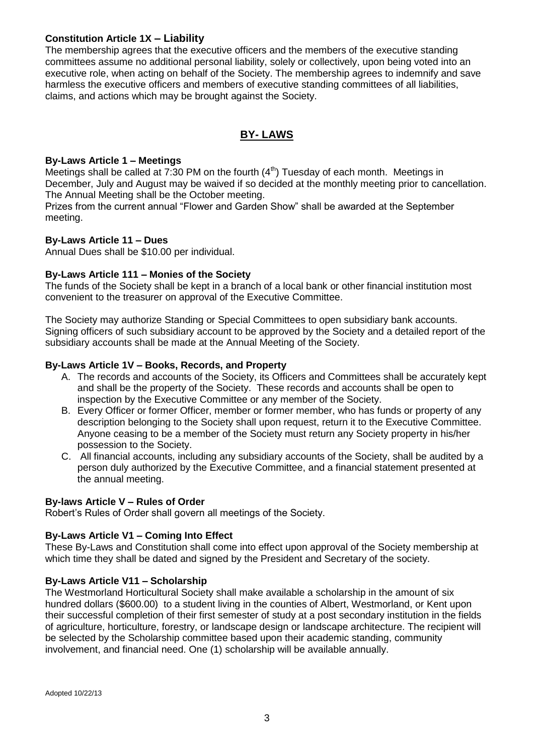**Constitution Article 1X – Liability**

The membership agrees that the executive officers and the members of the executive standing committees assume no additional personal liability, solely or collectively, upon being voted into an executive role, when acting on behalf of the Society. The membership agrees to indemnify and save harmless the executive officers and members of executive standing committees of all liabilities, claims, and actions which may be brought against the Society.

## BY- LAWS

**By-Laws Article 1 – Meetings**

Meetings shall be called at 7:30 PM on the fourth (4th) Tuesday of each month. Meetings in December, July and August may be waived if so decided at the monthly meeting prior to cancellation. The Annual Meeting shall be the October meeting.

Prizes from the current annual "Flower and Garden Show" shall be awarded at the September meeting.

**By-Laws Article 11 – Dues**

Annual Dues shall be $10.00 per individual.

**By-Laws Article 111 – Monies of the Society**

The funds of the Society shall be kept in a branch of a local bank or other financial institution most convenient to the treasurer on approval of the Executive Committee.

The Society may authorize Standing or Special Committees to open subsidiary bank accounts. Signing officers of such subsidiary account to be approved by the Society and a detailed report of the subsidiary accounts shall be made at the Annual Meeting of the Society.

**By-Laws Article 1V – Books, Records, and Property**

A. The records and accounts of the Society, its Officers and Committees shall be accurately kept and shall be the property of the Society. These records and accounts shall be open to inspection by the Executive Committee or any member of the Society.
B. Every Officer or former Officer, member or former member, who has funds or property of any description belonging to the Society shall upon request, return it to the Executive Committee. Anyone ceasing to be a member of the Society must return any Society property in his/her possession to the Society.
C. All financial accounts, including any subsidiary accounts of the Society, shall be audited by a person duly authorized by the Executive Committee, and a financial statement presented at the annual meeting.

**By-laws Article V – Rules of Order**

Robert's Rules of Order shall govern all meetings of the Society.

**By-Laws Article V1 – Coming Into Effect**

These By-Laws and Constitution shall come into effect upon approval of the Society membership at which time they shall be dated and signed by the President and Secretary of the society.

**By-Laws Article V11 – Scholarship**

The Westmorland Horticultural Society shall make available a scholarship in the amount of six hundred dollars ($600.00) to a student living in the counties of Albert, Westmorland, or Kent upon their successful completion of their first semester of study at a post secondary institution in the fields of agriculture, horticulture, forestry, or landscape design or landscape architecture. The recipient will be selected by the Scholarship committee based upon their academic standing, community involvement, and financial need. One (1) scholarship will be available annually.

Adopted 10/22/13